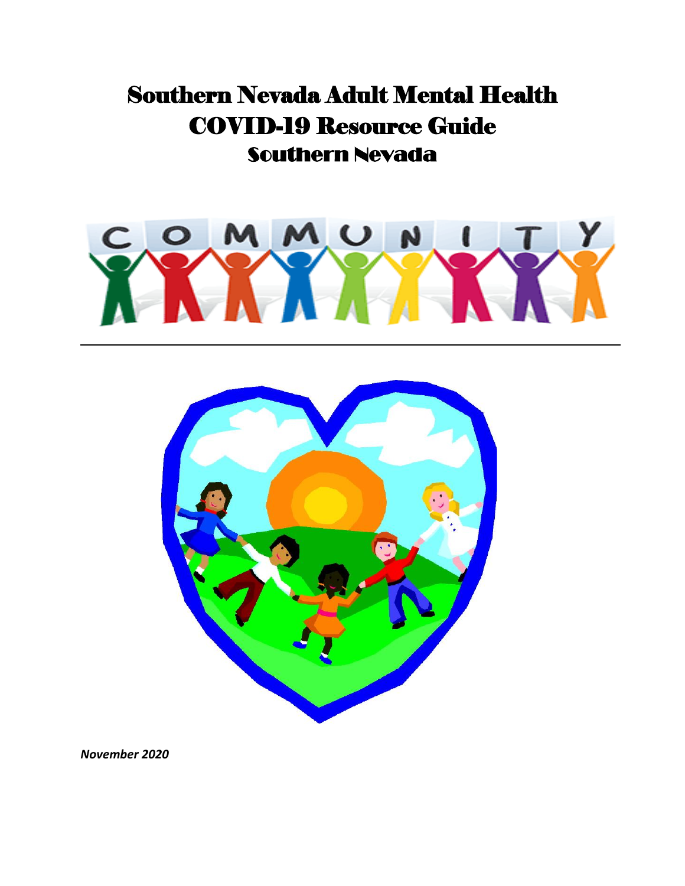# Southern Nevada Adult Mental Health COVID-19 Resource Guide

## Southern Nevada

*November 2020*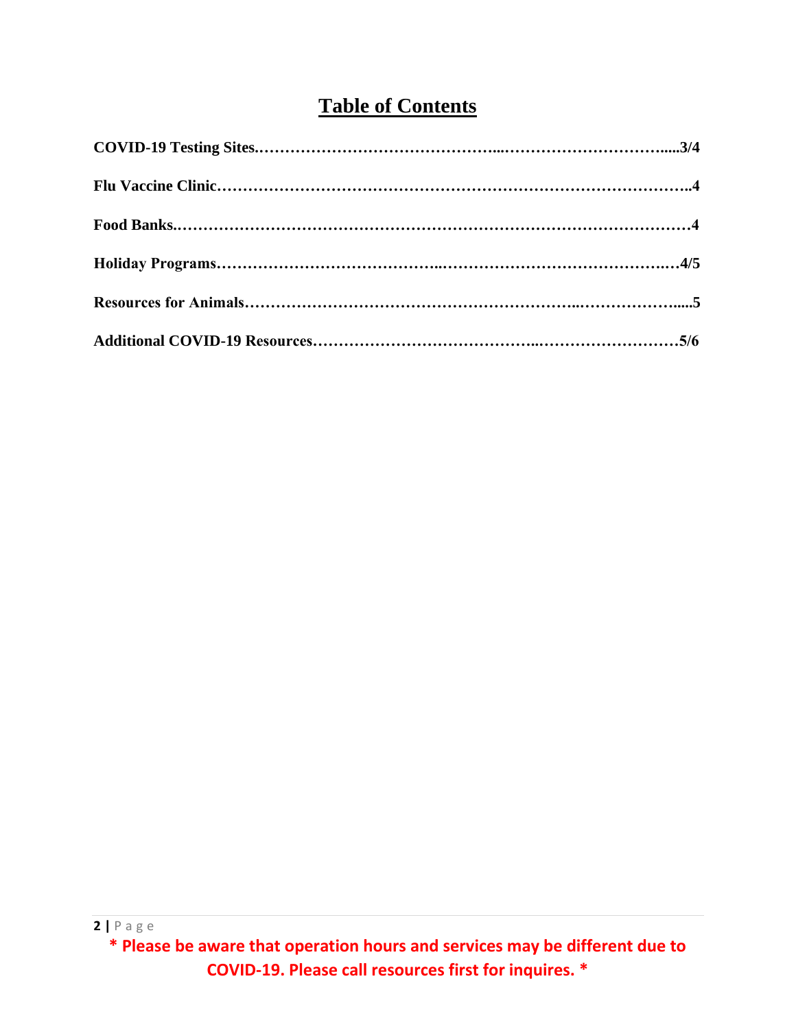# Table of Contents

**COVID-19 Testing Sites……………………………………………………………………………3/4**

**Flu Vaccine Clinic……………………………………………………………………………………4**

**Food Banks……………………………………………………………………………………………4**

**Holiday Programs……………………………………………………………………………………4/5**

**Resources for Animals………………………………………………………………………………5**

**Additional COVID-19 Resources……………………………………………………………………5/6**

**\* Please be aware that operation hours and services may be different due to COVID-19. Please call resources first for inquires. \***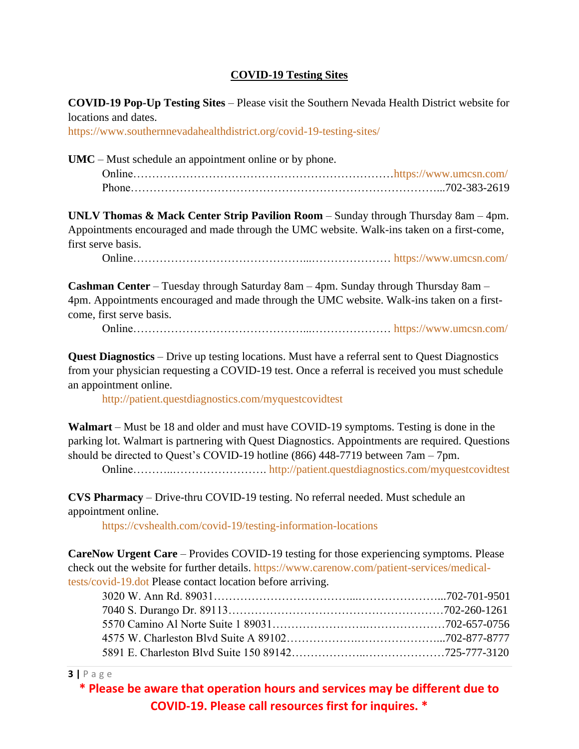# COVID-19 Testing Sites

**COVID-19 Pop-Up Testing Sites** – Please visit the Southern Nevada Health District website for locations and dates.
https://www.southernnevadahealthdistrict.org/covid-19-testing-sites/

**UMC** – Must schedule an appointment online or by phone.

Online……………………………………………………………https://www.umcsn.com/
Phone……………………………………………………………………...702-383-2619

**UNLV Thomas & Mack Center Strip Pavilion Room** – Sunday through Thursday 8am – 4pm. Appointments encouraged and made through the UMC website. Walk-ins taken on a first-come, first serve basis.

Online………………………………………...………………… https://www.umcsn.com/

**Cashman Center** – Tuesday through Saturday 8am – 4pm. Sunday through Thursday 8am – 4pm. Appointments encouraged and made through the UMC website. Walk-ins taken on a first-come, first serve basis.

Online………………………………………...………………… https://www.umcsn.com/

**Quest Diagnostics** – Drive up testing locations. Must have a referral sent to Quest Diagnostics from your physician requesting a COVID-19 test. Once a referral is received you must schedule an appointment online.

http://patient.questdiagnostics.com/myquestcovidtest

**Walmart** – Must be 18 and older and must have COVID-19 symptoms. Testing is done in the parking lot. Walmart is partnering with Quest Diagnostics. Appointments are required. Questions should be directed to Quest's COVID-19 hotline (866) 448-7719 between 7am – 7pm.

Online………...……………………. http://patient.questdiagnostics.com/myquestcovidtest

**CVS Pharmacy** – Drive-thru COVID-19 testing. No referral needed. Must schedule an appointment online.

https://cvshealth.com/covid-19/testing-information-locations

**CareNow Urgent Care** – Provides COVID-19 testing for those experiencing symptoms. Please check out the website for further details. https://www.carenow.com/patient-services/medical-tests/covid-19.dot Please contact location before arriving.

3020 W. Ann Rd. 89031………………………………...…………………...702-701-9501
7040 S. Durango Dr. 89113…………………………………………………702-260-1261
5570 Camino Al Norte Suite 1 89031…………………….…………………702-657-0756
4575 W. Charleston Blvd Suite A 89102………………..…………………...702-877-8777
5891 E. Charleston Blvd Suite 150 89142………………..…………………725-777-3120

**\* Please be aware that operation hours and services may be different due to COVID-19. Please call resources first for inquires. \***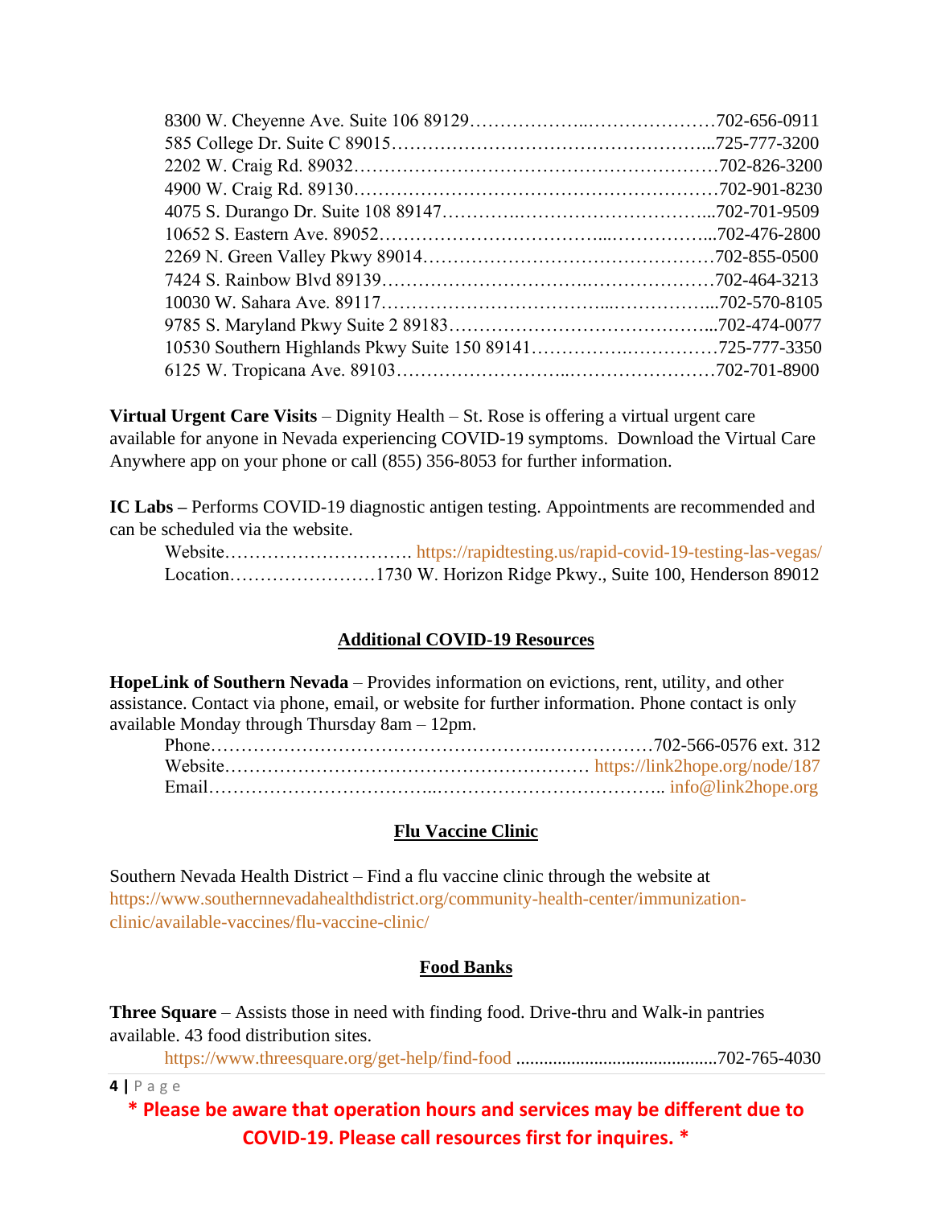8300 W. Cheyenne Ave. Suite 106 89129…………………..…………………702-656-0911
585 College Dr. Suite C 89015……………………………………………...725-777-3200
2202 W. Craig Rd. 89032……………………………………………………702-826-3200
4900 W. Craig Rd. 89130……………………………………………………702-901-8230
4075 S. Durango Dr. Suite 108 89147………….………………………...702-701-9509
10652 S. Eastern Ave. 89052………………………………...……………...702-476-2800
2269 N. Green Valley Pkwy 89014…………………………………………702-855-0500
7424 S. Rainbow Blvd 89139……………………………..…………………702-464-3213
10030 W. Sahara Ave. 89117………………………………...……………...702-570-8105
9785 S. Maryland Pkwy Suite 2 89183……………………………………...702-474-0077
10530 Southern Highlands Pkwy Suite 150 89141…………….……………725-777-3350
6125 W. Tropicana Ave. 89103………………………...……………………702-701-8900

**Virtual Urgent Care Visits** – Dignity Health – St. Rose is offering a virtual urgent care available for anyone in Nevada experiencing COVID-19 symptoms. Download the Virtual Care Anywhere app on your phone or call (855) 356-8053 for further information.

**IC Labs –** Performs COVID-19 diagnostic antigen testing. Appointments are recommended and can be scheduled via the website.

Website…………………………. https://rapidtesting.us/rapid-covid-19-testing-las-vegas/
Location……………………1730 W. Horizon Ridge Pkwy., Suite 100, Henderson 89012

## Additional COVID-19 Resources

**HopeLink of Southern Nevada** – Provides information on evictions, rent, utility, and other assistance. Contact via phone, email, or website for further information. Phone contact is only available Monday through Thursday 8am – 12pm.

Phone……………………………………………….………………702-566-0576 ext. 312
Website………………………………………………………… https://link2hope.org/node/187
Email……………………………..……………………………….. info@link2hope.org

## Flu Vaccine Clinic

Southern Nevada Health District – Find a flu vaccine clinic through the website at https://www.southernnevadahealthdistrict.org/community-health-center/immunization-clinic/available-vaccines/flu-vaccine-clinic/

## Food Banks

**Three Square** – Assists those in need with finding food. Drive-thru and Walk-in pantries available. 43 food distribution sites.

https://www.threesquare.org/get-help/find-food ...........................................702-765-4030

**\* Please be aware that operation hours and services may be different due to COVID-19. Please call resources first for inquires. \***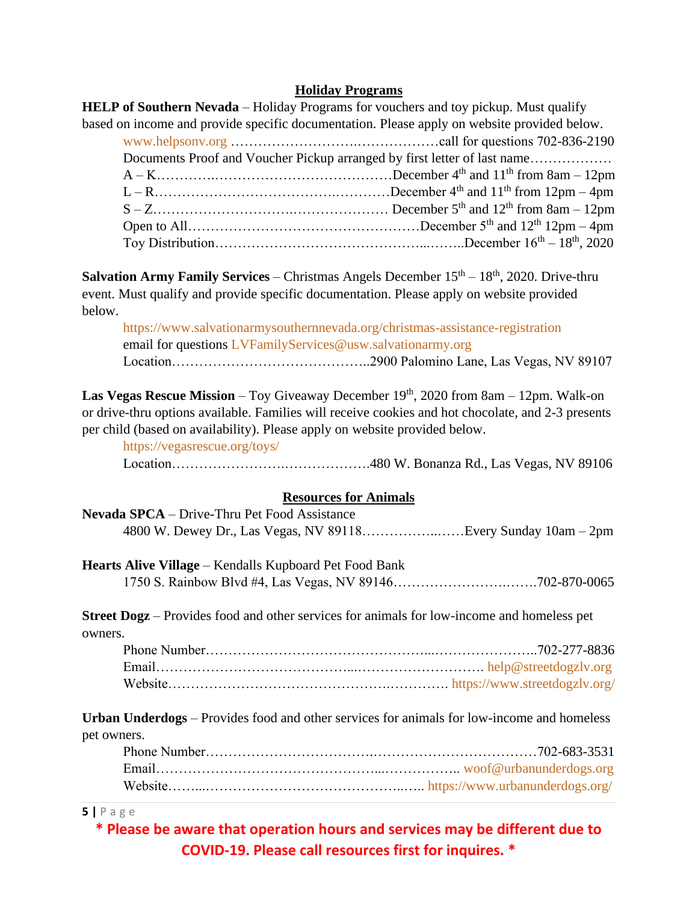## Holiday Programs

**HELP of Southern Nevada** – Holiday Programs for vouchers and toy pickup. Must qualify based on income and provide specific documentation. Please apply on website provided below.

www.helpsonv.org ……………………….………………call for questions 702-836-2190
Documents Proof and Voucher Pickup arranged by first letter of last name………………
A – K…………..…………………………………December 4th and 11th from 8am – 12pm
L – R…………………………………….…………December 4th and 11th from 12pm – 4pm
S – Z…………………………..………………… December 5th and 12th from 8am – 12pm
Open to All……………………………………………December 5th and 12th 12pm – 4pm
Toy Distribution………………………………………...……..December 16th – 18th, 2020

**Salvation Army Family Services** – Christmas Angels December 15th – 18th, 2020. Drive-thru event. Must qualify and provide specific documentation. Please apply on website provided below.

https://www.salvationarmysouthernnevada.org/christmas-assistance-registration
email for questions LVFamilyServices@usw.salvationarmy.org
Location……………………………………..2900 Palomino Lane, Las Vegas, NV 89107

**Las Vegas Rescue Mission** – Toy Giveaway December 19th, 2020 from 8am – 12pm. Walk-on or drive-thru options available. Families will receive cookies and hot chocolate, and 2-3 presents per child (based on availability). Please apply on website provided below.

https://vegasrescue.org/toys/
Location…………………….……………….480 W. Bonanza Rd., Las Vegas, NV 89106

## Resources for Animals

**Nevada SPCA** – Drive-Thru Pet Food Assistance
4800 W. Dewey Dr., Las Vegas, NV 89118……………..……Every Sunday 10am – 2pm

**Hearts Alive Village** – Kendalls Kupboard Pet Food Bank
1750 S. Rainbow Blvd #4, Las Vegas, NV 89146……………………….…….702-870-0065

**Street Dogz** – Provides food and other services for animals for low-income and homeless pet owners.

Phone Number………………………………………...…………………..702-277-8836
Email……………….…………………...………………………. help@streetdogzlv.org
Website………………………………………….…………. https://www.streetdogzlv.org/

**Urban Underdogs** – Provides food and other services for animals for low-income and homeless pet owners.

Phone Number……………………………….……………………………702-683-3531
Email………………………………………...…………….. woof@urbanunderdogs.org
Website……...……………………………………..….. https://www.urbanunderdogs.org/

**\* Please be aware that operation hours and services may be different due to COVID-19. Please call resources first for inquires. \***